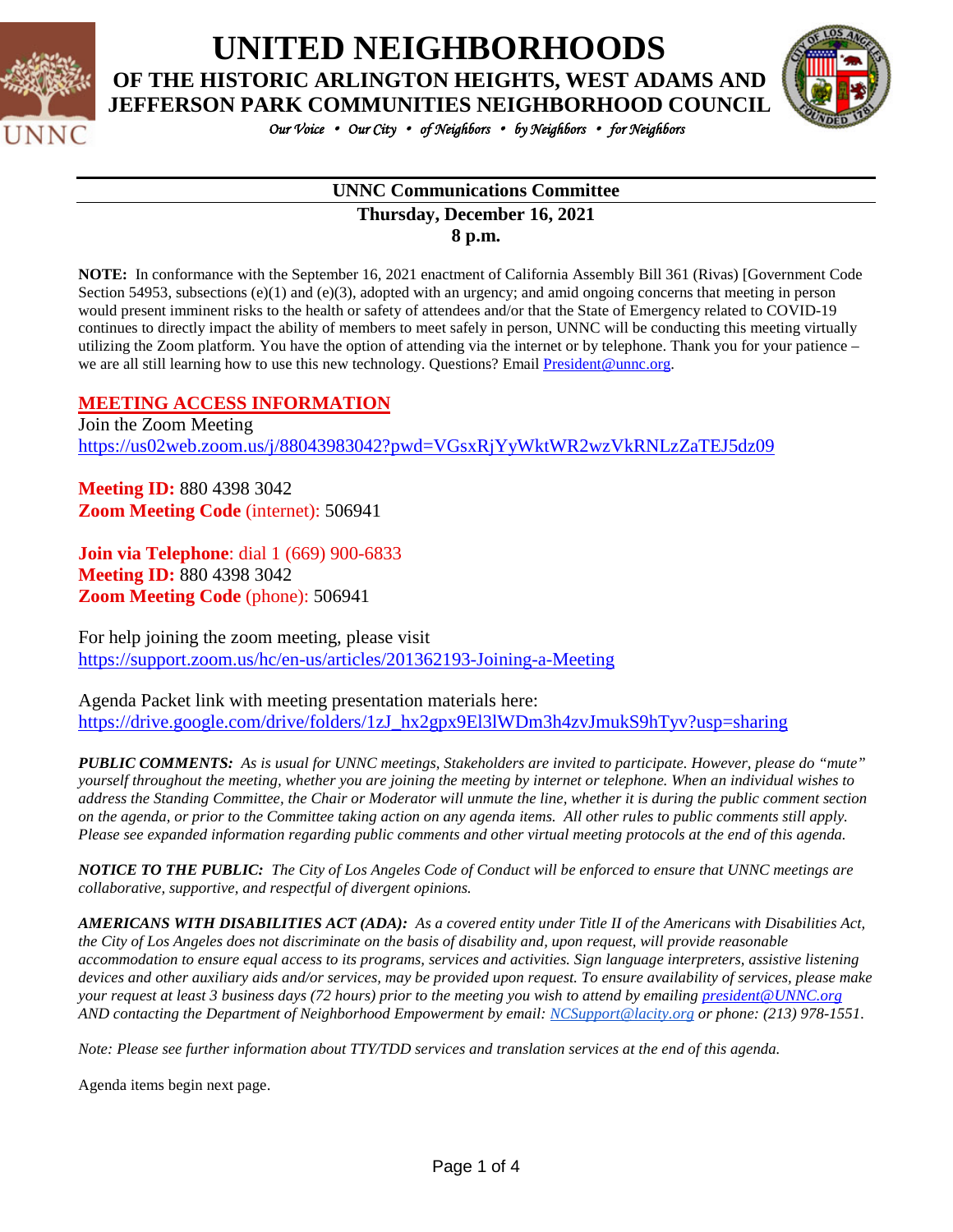# UNITED NEIGHBORHOODS

## OF THE HISTORIC ARLINGTON HEIGHTS, WEST ADAMS AND JEFFERSON PARK COMMUNITIES NEIGHBORHOOD COUNCIL

*Our Voice • Our City • of Neighbors • by Neighbors • for Neighbors*

**UNNC Communications Committee**

**Thursday, December 16, 2021**

**8 p.m.**

**NOTE:** In conformance with the September 16, 2021 enactment of California Assembly Bill 361 (Rivas) [Government Code Section 54953, subsections (e)(1) and (e)(3), adopted with an urgency; and amid ongoing concerns that meeting in person would present imminent risks to the health or safety of attendees and/or that the State of Emergency related to COVID-19 continues to directly impact the ability of members to meet safely in person, UNNC will be conducting this meeting virtually utilizing the Zoom platform. You have the option of attending via the internet or by telephone. Thank you for your patience – we are all still learning how to use this new technology. Questions? Email President@unnc.org.

## MEETING ACCESS INFORMATION

Join the Zoom Meeting
https://us02web.zoom.us/j/88043983042?pwd=VGsxRjYyWktWR2wzVkRNLzZaTEJ5dz09

**Meeting ID:** 880 4398 3042
**Zoom Meeting Code** (internet): 506941

**Join via Telephone**: dial 1 (669) 900-6833
**Meeting ID:** 880 4398 3042
**Zoom Meeting Code** (phone): 506941

For help joining the zoom meeting, please visit
https://support.zoom.us/hc/en-us/articles/201362193-Joining-a-Meeting

Agenda Packet link with meeting presentation materials here:
https://drive.google.com/drive/folders/1zJ_hx2gpx9El3lWDm3h4zvJmukS9hTyv?usp=sharing

***PUBLIC COMMENTS:*** *As is usual for UNNC meetings, Stakeholders are invited to participate. However, please do "mute" yourself throughout the meeting, whether you are joining the meeting by internet or telephone. When an individual wishes to address the Standing Committee, the Chair or Moderator will unmute the line, whether it is during the public comment section on the agenda, or prior to the Committee taking action on any agenda items. All other rules to public comments still apply. Please see expanded information regarding public comments and other virtual meeting protocols at the end of this agenda.*

***NOTICE TO THE PUBLIC:*** *The City of Los Angeles Code of Conduct will be enforced to ensure that UNNC meetings are collaborative, supportive, and respectful of divergent opinions.*

***AMERICANS WITH DISABILITIES ACT (ADA):*** *As a covered entity under Title II of the Americans with Disabilities Act, the City of Los Angeles does not discriminate on the basis of disability and, upon request, will provide reasonable accommodation to ensure equal access to its programs, services and activities. Sign language interpreters, assistive listening devices and other auxiliary aids and/or services, may be provided upon request. To ensure availability of services, please make your request at least 3 business days (72 hours) prior to the meeting you wish to attend by emailing president@UNNC.org AND contacting the Department of Neighborhood Empowerment by email: NCSupport@lacity.org or phone: (213) 978-1551.*

*Note: Please see further information about TTY/TDD services and translation services at the end of this agenda.*

Agenda items begin next page.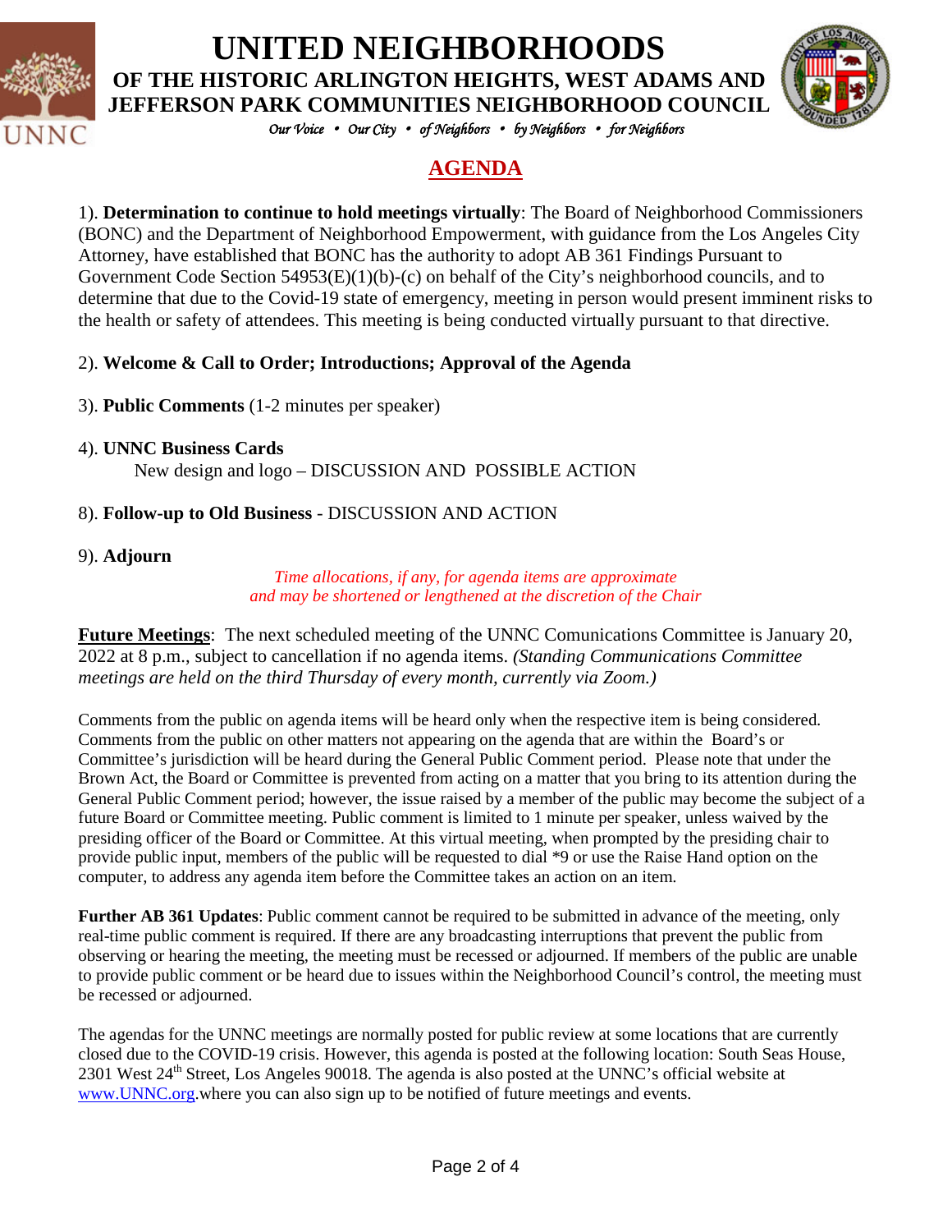# UNITED NEIGHBORHOODS

## OF THE HISTORIC ARLINGTON HEIGHTS, WEST ADAMS AND JEFFERSON PARK COMMUNITIES NEIGHBORHOOD COUNCIL

*Our Voice • Our City • of Neighbors • by Neighbors • for Neighbors*

## AGENDA

1). **Determination to continue to hold meetings virtually**: The Board of Neighborhood Commissioners (BONC) and the Department of Neighborhood Empowerment, with guidance from the Los Angeles City Attorney, have established that BONC has the authority to adopt AB 361 Findings Pursuant to Government Code Section 54953(E)(1)(b)-(c) on behalf of the City's neighborhood councils, and to determine that due to the Covid-19 state of emergency, meeting in person would present imminent risks to the health or safety of attendees. This meeting is being conducted virtually pursuant to that directive.

2). **Welcome & Call to Order; Introductions; Approval of the Agenda**

3). **Public Comments** (1-2 minutes per speaker)

4). **UNNC Business Cards**
New design and logo – DISCUSSION AND POSSIBLE ACTION

8). **Follow-up to Old Business** - DISCUSSION AND ACTION

9). **Adjourn**

*Time allocations, if any, for agenda items are approximate and may be shortened or lengthened at the discretion of the Chair*

**Future Meetings**: The next scheduled meeting of the UNNC Comunications Committee is January 20, 2022 at 8 p.m., subject to cancellation if no agenda items. *(Standing Communications Committee meetings are held on the third Thursday of every month, currently via Zoom.)*

Comments from the public on agenda items will be heard only when the respective item is being considered. Comments from the public on other matters not appearing on the agenda that are within the Board's or Committee's jurisdiction will be heard during the General Public Comment period. Please note that under the Brown Act, the Board or Committee is prevented from acting on a matter that you bring to its attention during the General Public Comment period; however, the issue raised by a member of the public may become the subject of a future Board or Committee meeting. Public comment is limited to 1 minute per speaker, unless waived by the presiding officer of the Board or Committee. At this virtual meeting, when prompted by the presiding chair to provide public input, members of the public will be requested to dial *9 or use the Raise Hand option on the computer, to address any agenda item before the Committee takes an action on an item.

**Further AB 361 Updates**: Public comment cannot be required to be submitted in advance of the meeting, only real-time public comment is required. If there are any broadcasting interruptions that prevent the public from observing or hearing the meeting, the meeting must be recessed or adjourned. If members of the public are unable to provide public comment or be heard due to issues within the Neighborhood Council's control, the meeting must be recessed or adjourned.

The agendas for the UNNC meetings are normally posted for public review at some locations that are currently closed due to the COVID-19 crisis. However, this agenda is posted at the following location: South Seas House, 2301 West 24th Street, Los Angeles 90018. The agenda is also posted at the UNNC's official website at www.UNNC.org.where you can also sign up to be notified of future meetings and events.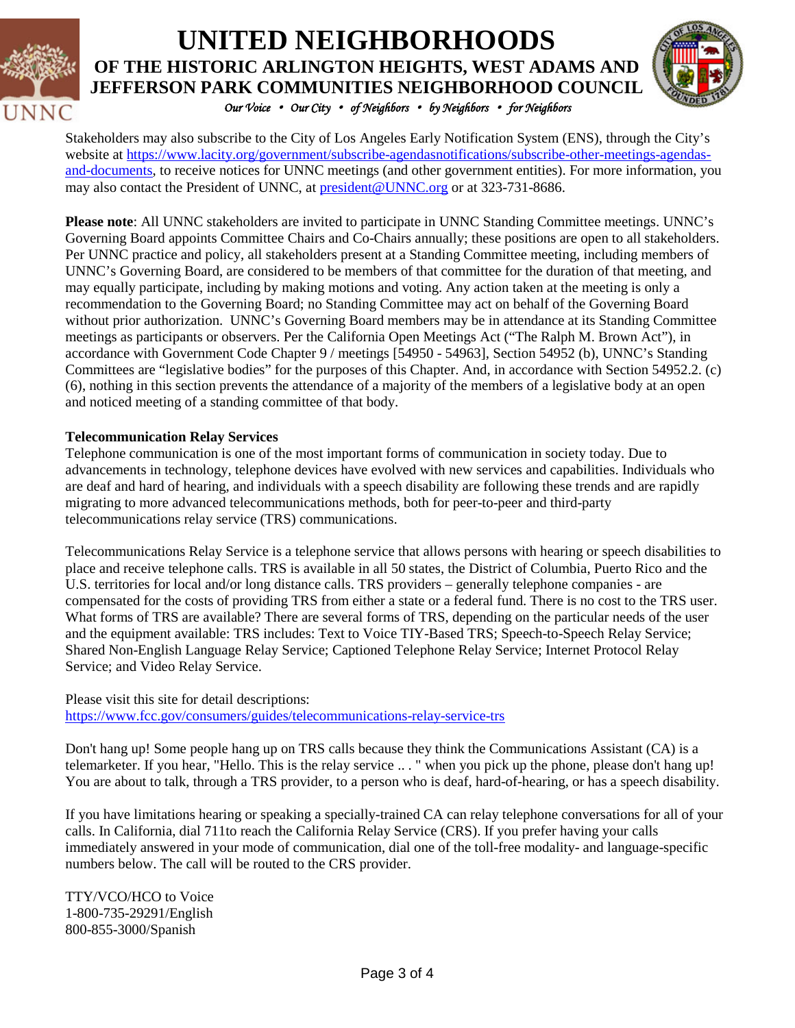Stakeholders may also subscribe to the City of Los Angeles Early Notification System (ENS), through the City's website at https://www.lacity.org/government/subscribe-agendasnotifications/subscribe-other-meetings-agendas-and-documents, to receive notices for UNNC meetings (and other government entities). For more information, you may also contact the President of UNNC, at president@UNNC.org or at 323-731-8686.

**Please note**: All UNNC stakeholders are invited to participate in UNNC Standing Committee meetings. UNNC's Governing Board appoints Committee Chairs and Co-Chairs annually; these positions are open to all stakeholders. Per UNNC practice and policy, all stakeholders present at a Standing Committee meeting, including members of UNNC's Governing Board, are considered to be members of that committee for the duration of that meeting, and may equally participate, including by making motions and voting. Any action taken at the meeting is only a recommendation to the Governing Board; no Standing Committee may act on behalf of the Governing Board without prior authorization. UNNC's Governing Board members may be in attendance at its Standing Committee meetings as participants or observers. Per the California Open Meetings Act ("The Ralph M. Brown Act"), in accordance with Government Code Chapter 9 / meetings [54950 - 54963], Section 54952 (b), UNNC's Standing Committees are "legislative bodies" for the purposes of this Chapter. And, in accordance with Section 54952.2. (c) (6), nothing in this section prevents the attendance of a majority of the members of a legislative body at an open and noticed meeting of a standing committee of that body.

**Telecommunication Relay Services**

Telephone communication is one of the most important forms of communication in society today. Due to advancements in technology, telephone devices have evolved with new services and capabilities. Individuals who are deaf and hard of hearing, and individuals with a speech disability are following these trends and are rapidly migrating to more advanced telecommunications methods, both for peer-to-peer and third-party telecommunications relay service (TRS) communications.

Telecommunications Relay Service is a telephone service that allows persons with hearing or speech disabilities to place and receive telephone calls. TRS is available in all 50 states, the District of Columbia, Puerto Rico and the U.S. territories for local and/or long distance calls. TRS providers – generally telephone companies - are compensated for the costs of providing TRS from either a state or a federal fund. There is no cost to the TRS user. What forms of TRS are available? There are several forms of TRS, depending on the particular needs of the user and the equipment available: TRS includes: Text to Voice TIY-Based TRS; Speech-to-Speech Relay Service; Shared Non-English Language Relay Service; Captioned Telephone Relay Service; Internet Protocol Relay Service; and Video Relay Service.

Please visit this site for detail descriptions:
https://www.fcc.gov/consumers/guides/telecommunications-relay-service-trs

Don't hang up! Some people hang up on TRS calls because they think the Communications Assistant (CA) is a telemarketer. If you hear, "Hello. This is the relay service .. . " when you pick up the phone, please don't hang up! You are about to talk, through a TRS provider, to a person who is deaf, hard-of-hearing, or has a speech disability.

If you have limitations hearing or speaking a specially-trained CA can relay telephone conversations for all of your calls. In California, dial 711to reach the California Relay Service (CRS). If you prefer having your calls immediately answered in your mode of communication, dial one of the toll-free modality- and language-specific numbers below. The call will be routed to the CRS provider.

TTY/VCO/HCO to Voice
1-800-735-29291/English
800-855-3000/Spanish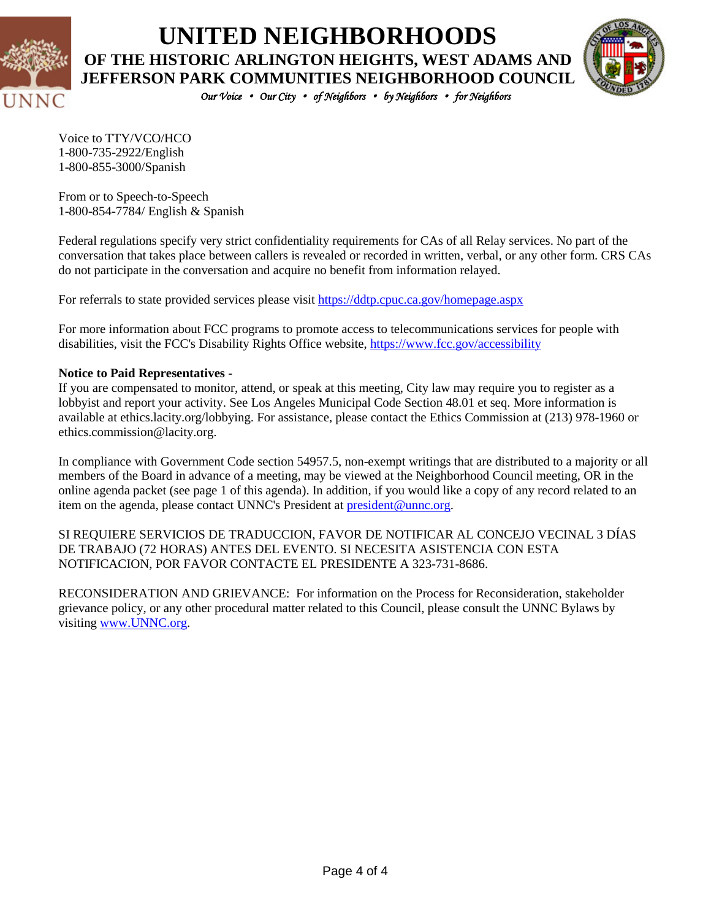# UNITED NEIGHBORHOODS

## OF THE HISTORIC ARLINGTON HEIGHTS, WEST ADAMS AND JEFFERSON PARK COMMUNITIES NEIGHBORHOOD COUNCIL

*Our Voice • Our City • of Neighbors • by Neighbors • for Neighbors*

Voice to TTY/VCO/HCO
1-800-735-2922/English
1-800-855-3000/Spanish

From or to Speech-to-Speech
1-800-854-7784/ English & Spanish

Federal regulations specify very strict confidentiality requirements for CAs of all Relay services. No part of the conversation that takes place between callers is revealed or recorded in written, verbal, or any other form. CRS CAs do not participate in the conversation and acquire no benefit from information relayed.

For referrals to state provided services please visit https://ddtp.cpuc.ca.gov/homepage.aspx

For more information about FCC programs to promote access to telecommunications services for people with disabilities, visit the FCC's Disability Rights Office website, https://www.fcc.gov/accessibility

**Notice to Paid Representatives** -
If you are compensated to monitor, attend, or speak at this meeting, City law may require you to register as a lobbyist and report your activity. See Los Angeles Municipal Code Section 48.01 et seq. More information is available at ethics.lacity.org/lobbying. For assistance, please contact the Ethics Commission at (213) 978-1960 or ethics.commission@lacity.org.

In compliance with Government Code section 54957.5, non-exempt writings that are distributed to a majority or all members of the Board in advance of a meeting, may be viewed at the Neighborhood Council meeting, OR in the online agenda packet (see page 1 of this agenda). In addition, if you would like a copy of any record related to an item on the agenda, please contact UNNC's President at president@unnc.org.

SI REQUIERE SERVICIOS DE TRADUCCION, FAVOR DE NOTIFICAR AL CONCEJO VECINAL 3 DÍAS DE TRABAJO (72 HORAS) ANTES DEL EVENTO. SI NECESITA ASISTENCIA CON ESTA NOTIFICACION, POR FAVOR CONTACTE EL PRESIDENTE A 323-731-8686.

RECONSIDERATION AND GRIEVANCE: For information on the Process for Reconsideration, stakeholder grievance policy, or any other procedural matter related to this Council, please consult the UNNC Bylaws by visiting www.UNNC.org.